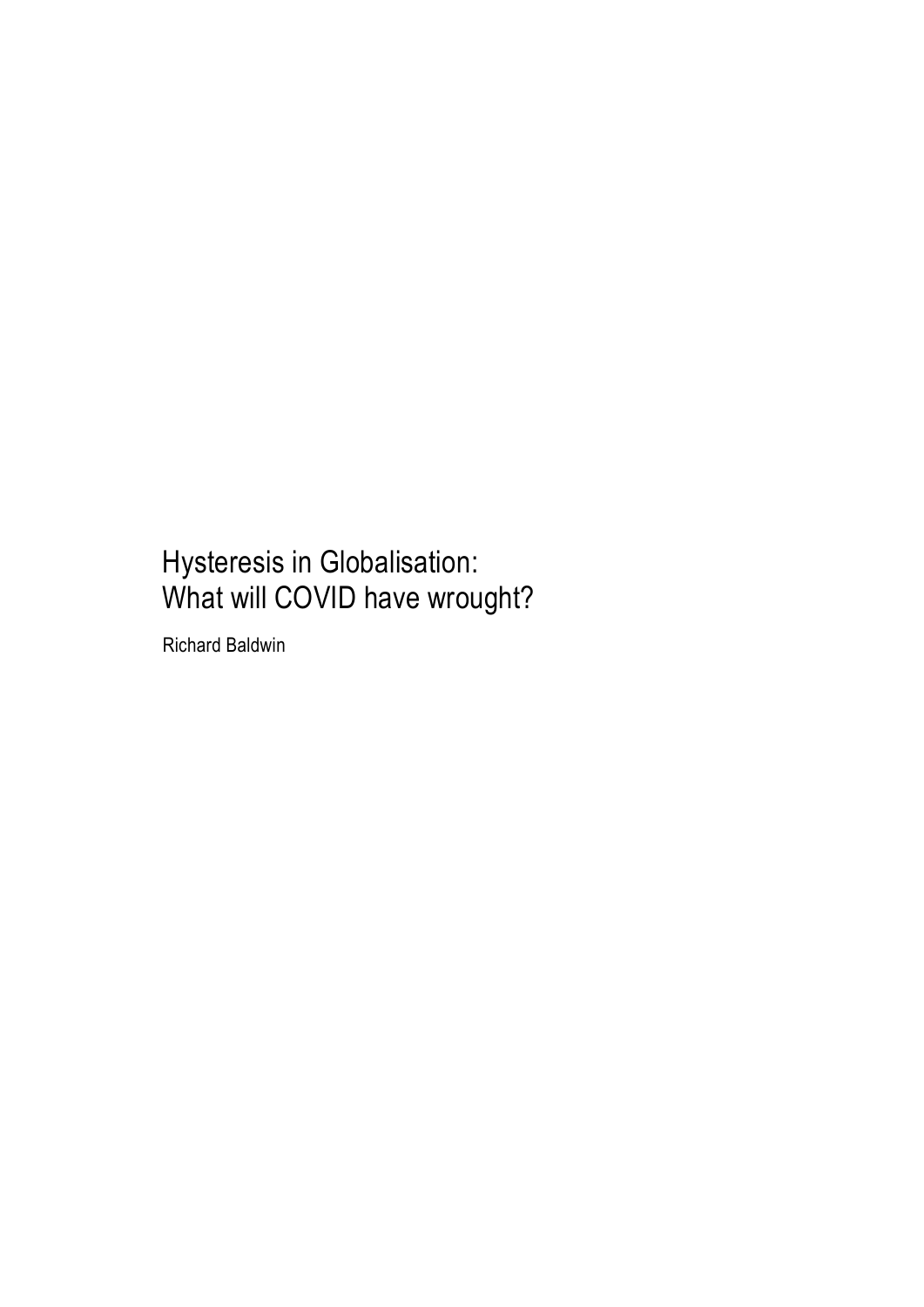# Hysteresis in Globalisation: What will COVID have wrought?

Richard Baldwin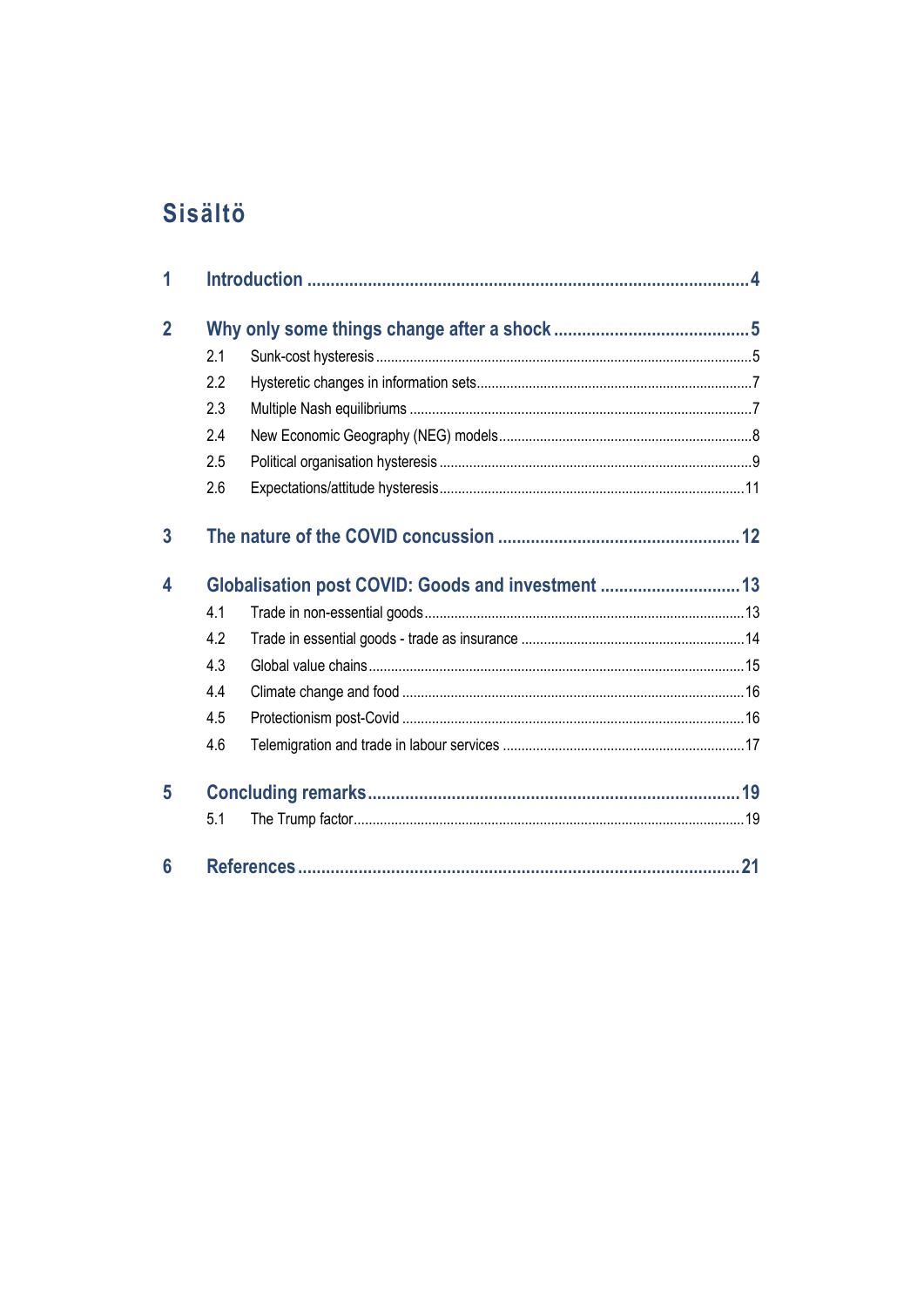# Sisältö

1 Introduction ... 4

2 Why only some things change after a shock ... 5

- 2.1 Sunk-cost hysteresis ... 5
- 2.2 Hysteretic changes in information sets ... 7
- 2.3 Multiple Nash equilibriums ... 7
- 2.4 New Economic Geography (NEG) models ... 8
- 2.5 Political organisation hysteresis ... 9
- 2.6 Expectations/attitude hysteresis ... 11

3 The nature of the COVID concussion ... 12

4 Globalisation post COVID: Goods and investment ... 13

- 4.1 Trade in non-essential goods ... 13
- 4.2 Trade in essential goods - trade as insurance ... 14
- 4.3 Global value chains ... 15
- 4.4 Climate change and food ... 16
- 4.5 Protectionism post-Covid ... 16
- 4.6 Telemigration and trade in labour services ... 17

5 Concluding remarks ... 19

- 5.1 The Trump factor ... 19

6 References ... 21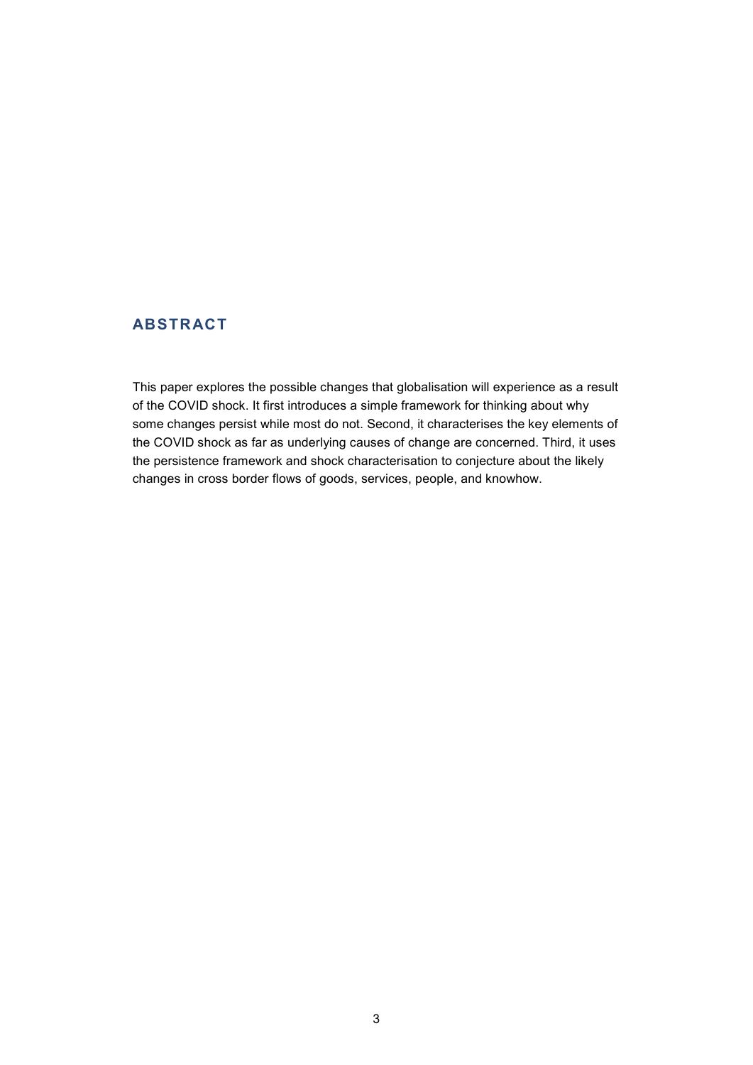## ABSTRACT

This paper explores the possible changes that globalisation will experience as a result of the COVID shock. It first introduces a simple framework for thinking about why some changes persist while most do not. Second, it characterises the key elements of the COVID shock as far as underlying causes of change are concerned. Third, it uses the persistence framework and shock characterisation to conjecture about the likely changes in cross border flows of goods, services, people, and knowhow.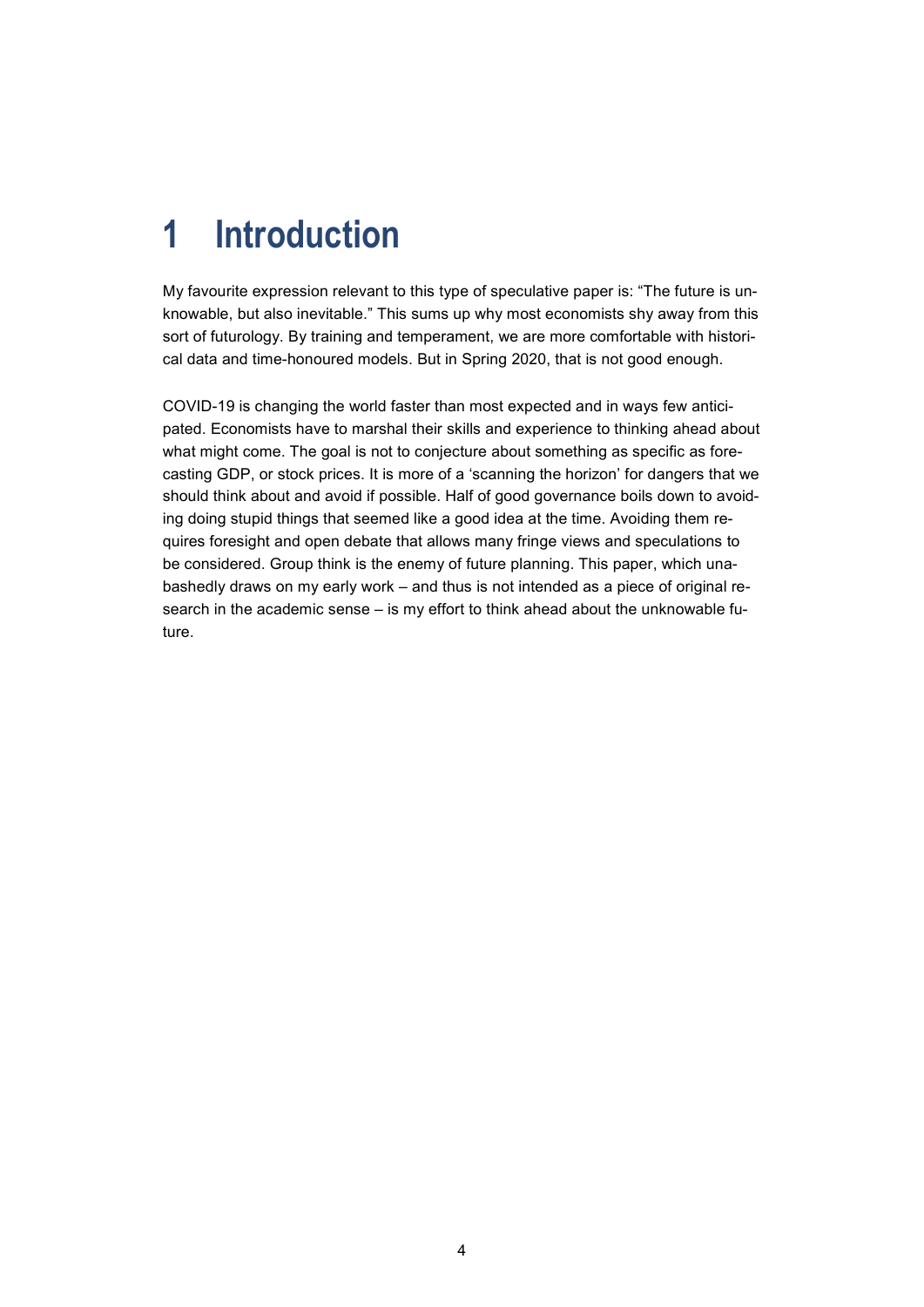# 1 Introduction

My favourite expression relevant to this type of speculative paper is: "The future is unknowable, but also inevitable." This sums up why most economists shy away from this sort of futurology. By training and temperament, we are more comfortable with historical data and time-honoured models. But in Spring 2020, that is not good enough.

COVID-19 is changing the world faster than most expected and in ways few anticipated. Economists have to marshal their skills and experience to thinking ahead about what might come. The goal is not to conjecture about something as specific as forecasting GDP, or stock prices. It is more of a 'scanning the horizon' for dangers that we should think about and avoid if possible. Half of good governance boils down to avoiding doing stupid things that seemed like a good idea at the time. Avoiding them requires foresight and open debate that allows many fringe views and speculations to be considered. Group think is the enemy of future planning. This paper, which unabashedly draws on my early work – and thus is not intended as a piece of original research in the academic sense – is my effort to think ahead about the unknowable future.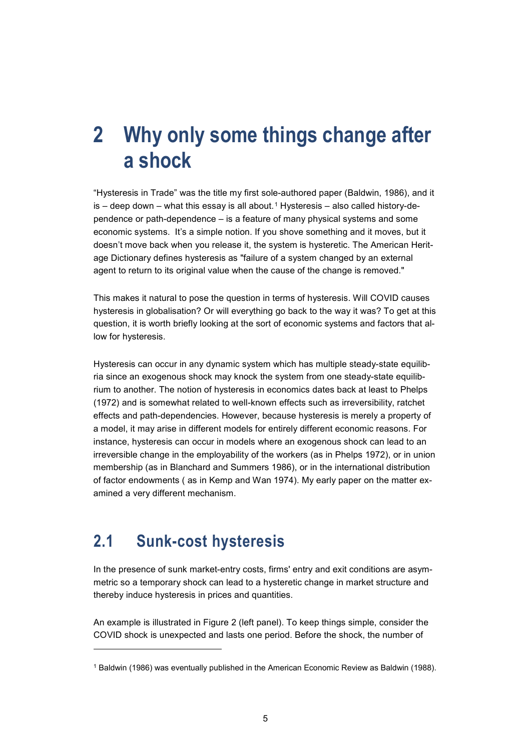# 2 Why only some things change after a shock

"Hysteresis in Trade" was the title my first sole-authored paper (Baldwin, 1986), and it is – deep down – what this essay is all about.[1] Hysteresis – also called history-dependence or path-dependence – is a feature of many physical systems and some economic systems. It's a simple notion. If you shove something and it moves, but it doesn't move back when you release it, the system is hysteretic. The American Heritage Dictionary defines hysteresis as "failure of a system changed by an external agent to return to its original value when the cause of the change is removed."

This makes it natural to pose the question in terms of hysteresis. Will COVID causes hysteresis in globalisation? Or will everything go back to the way it was? To get at this question, it is worth briefly looking at the sort of economic systems and factors that allow for hysteresis.

Hysteresis can occur in any dynamic system which has multiple steady-state equilibria since an exogenous shock may knock the system from one steady-state equilibrium to another. The notion of hysteresis in economics dates back at least to Phelps (1972) and is somewhat related to well-known effects such as irreversibility, ratchet effects and path-dependencies. However, because hysteresis is merely a property of a model, it may arise in different models for entirely different economic reasons. For instance, hysteresis can occur in models where an exogenous shock can lead to an irreversible change in the employability of the workers (as in Phelps 1972), or in union membership (as in Blanchard and Summers 1986), or in the international distribution of factor endowments ( as in Kemp and Wan 1974). My early paper on the matter examined a very different mechanism.

## 2.1 Sunk-cost hysteresis

In the presence of sunk market-entry costs, firms' entry and exit conditions are asymmetric so a temporary shock can lead to a hysteretic change in market structure and thereby induce hysteresis in prices and quantities.

An example is illustrated in Figure 2 (left panel). To keep things simple, consider the COVID shock is unexpected and lasts one period. Before the shock, the number of

[1] Baldwin (1986) was eventually published in the American Economic Review as Baldwin (1988).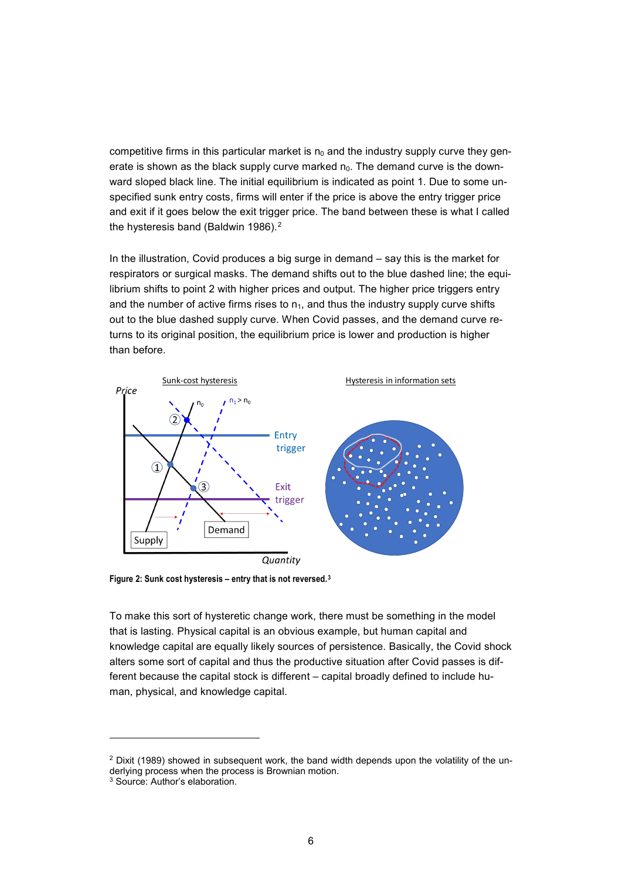competitive firms in this particular market is $n_0$ and the industry supply curve they generate is shown as the black supply curve marked $n_0$. The demand curve is the downward sloped black line. The initial equilibrium is indicated as point 1. Due to some unspecified sunk entry costs, firms will enter if the price is above the entry trigger price and exit if it goes below the exit trigger price. The band between these is what I called the hysteresis band (Baldwin 1986).[2]

In the illustration, Covid produces a big surge in demand – say this is the market for respirators or surgical masks. The demand shifts out to the blue dashed line; the equilibrium shifts to point 2 with higher prices and output. The higher price triggers entry and the number of active firms rises to $n_1$, and thus the industry supply curve shifts out to the blue dashed supply curve. When Covid passes, and the demand curve returns to its original position, the equilibrium price is lower and production is higher than before.

Figure 2: Sunk cost hysteresis – entry that is not reversed.[3]

To make this sort of hysteretic change work, there must be something in the model that is lasting. Physical capital is an obvious example, but human capital and knowledge capital are equally likely sources of persistence. Basically, the Covid shock alters some sort of capital and thus the productive situation after Covid passes is different because the capital stock is different – capital broadly defined to include human, physical, and knowledge capital.

[2] Dixit (1989) showed in subsequent work, the band width depends upon the volatility of the underlying process when the process is Brownian motion.

[3] Source: Author's elaboration.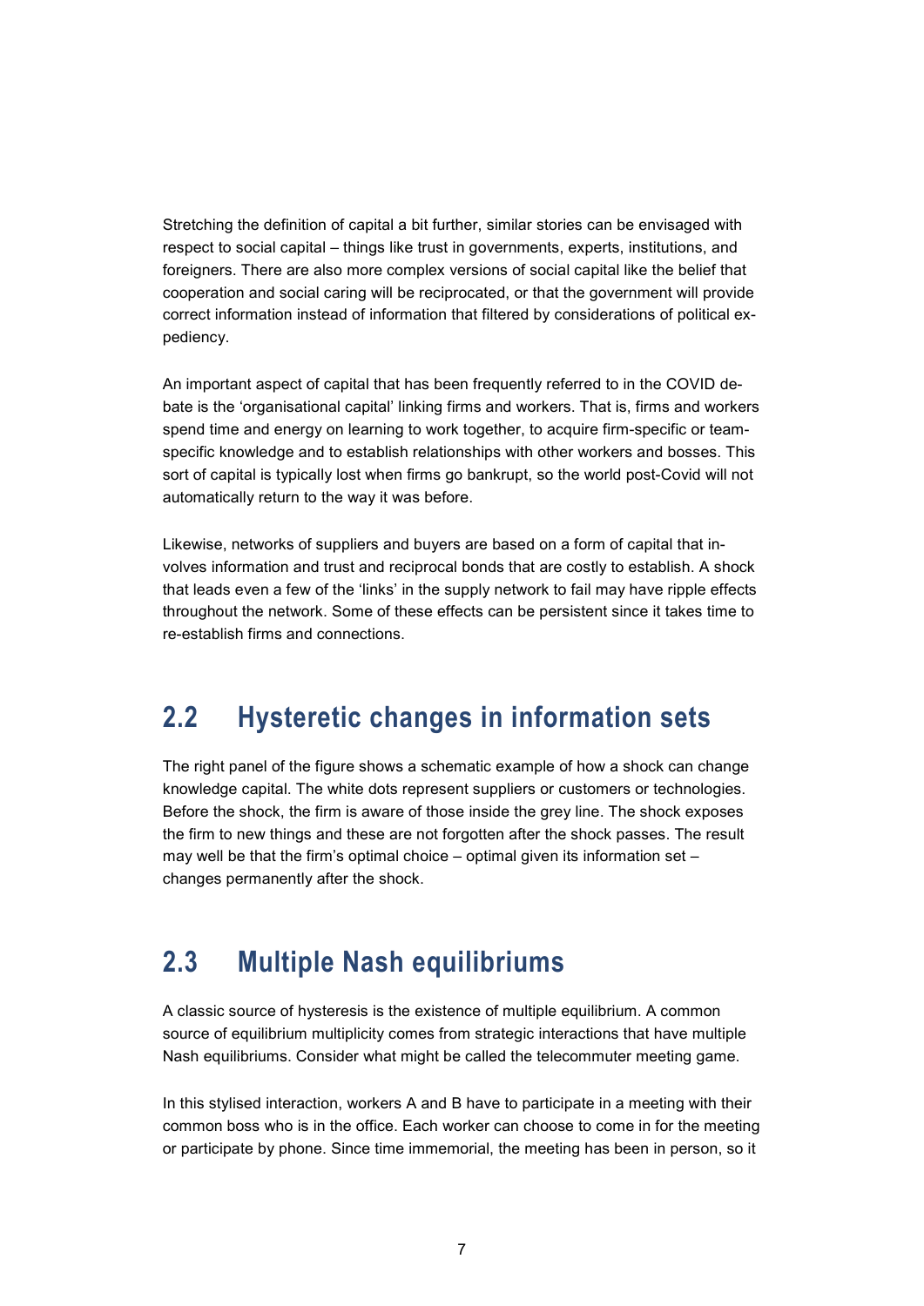Stretching the definition of capital a bit further, similar stories can be envisaged with respect to social capital – things like trust in governments, experts, institutions, and foreigners. There are also more complex versions of social capital like the belief that cooperation and social caring will be reciprocated, or that the government will provide correct information instead of information that filtered by considerations of political expediency.

An important aspect of capital that has been frequently referred to in the COVID debate is the 'organisational capital' linking firms and workers. That is, firms and workers spend time and energy on learning to work together, to acquire firm-specific or team-specific knowledge and to establish relationships with other workers and bosses. This sort of capital is typically lost when firms go bankrupt, so the world post-Covid will not automatically return to the way it was before.

Likewise, networks of suppliers and buyers are based on a form of capital that involves information and trust and reciprocal bonds that are costly to establish. A shock that leads even a few of the 'links' in the supply network to fail may have ripple effects throughout the network. Some of these effects can be persistent since it takes time to re-establish firms and connections.

## 2.2 Hysteretic changes in information sets

The right panel of the figure shows a schematic example of how a shock can change knowledge capital. The white dots represent suppliers or customers or technologies. Before the shock, the firm is aware of those inside the grey line. The shock exposes the firm to new things and these are not forgotten after the shock passes. The result may well be that the firm's optimal choice – optimal given its information set – changes permanently after the shock.

## 2.3 Multiple Nash equilibriums

A classic source of hysteresis is the existence of multiple equilibrium. A common source of equilibrium multiplicity comes from strategic interactions that have multiple Nash equilibriums. Consider what might be called the telecommuter meeting game.

In this stylised interaction, workers A and B have to participate in a meeting with their common boss who is in the office. Each worker can choose to come in for the meeting or participate by phone. Since time immemorial, the meeting has been in person, so it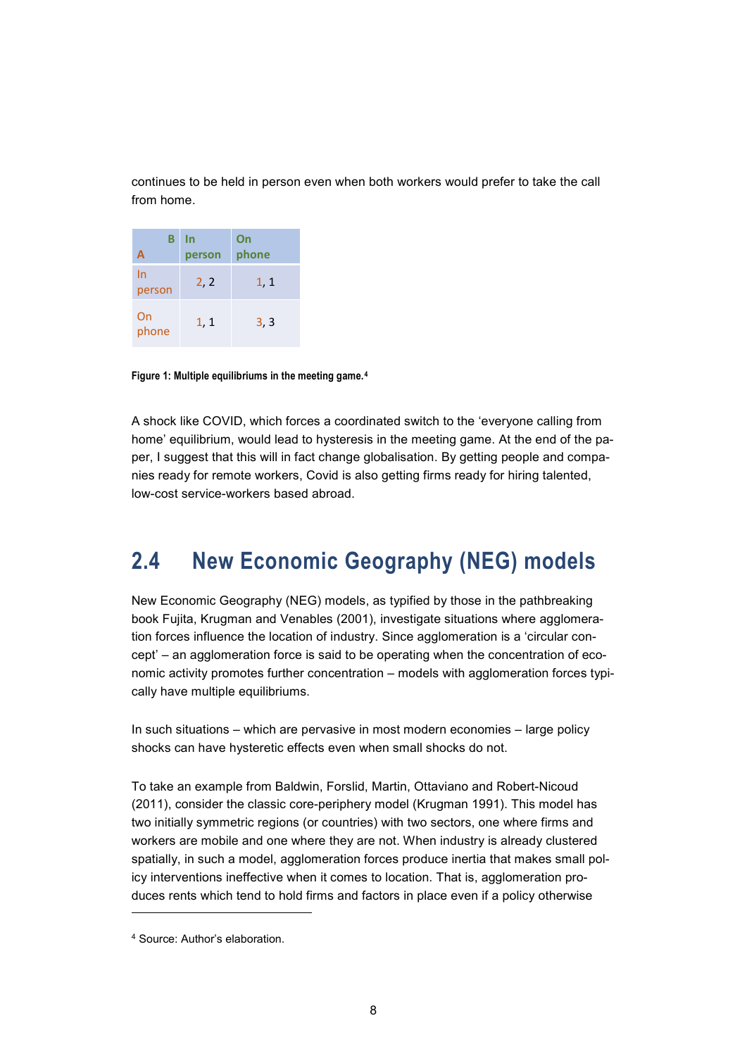continues to be held in person even when both workers would prefer to take the call from home.

| A \ B | In person | On phone |
|---|---|---|
| In person | 2, 2 | 1, 1 |
| On phone | 1, 1 | 3, 3 |

**Figure 1: Multiple equilibriums in the meeting game.**[4]

A shock like COVID, which forces a coordinated switch to the 'everyone calling from home' equilibrium, would lead to hysteresis in the meeting game. At the end of the paper, I suggest that this will in fact change globalisation. By getting people and companies ready for remote workers, Covid is also getting firms ready for hiring talented, low-cost service-workers based abroad.

## 2.4 New Economic Geography (NEG) models

New Economic Geography (NEG) models, as typified by those in the pathbreaking book Fujita, Krugman and Venables (2001), investigate situations where agglomeration forces influence the location of industry. Since agglomeration is a 'circular concept' – an agglomeration force is said to be operating when the concentration of economic activity promotes further concentration – models with agglomeration forces typically have multiple equilibriums.

In such situations – which are pervasive in most modern economies – large policy shocks can have hysteretic effects even when small shocks do not.

To take an example from Baldwin, Forslid, Martin, Ottaviano and Robert-Nicoud (2011), consider the classic core-periphery model (Krugman 1991). This model has two initially symmetric regions (or countries) with two sectors, one where firms and workers are mobile and one where they are not. When industry is already clustered spatially, in such a model, agglomeration forces produce inertia that makes small policy interventions ineffective when it comes to location. That is, agglomeration produces rents which tend to hold firms and factors in place even if a policy otherwise

[4] Source: Author's elaboration.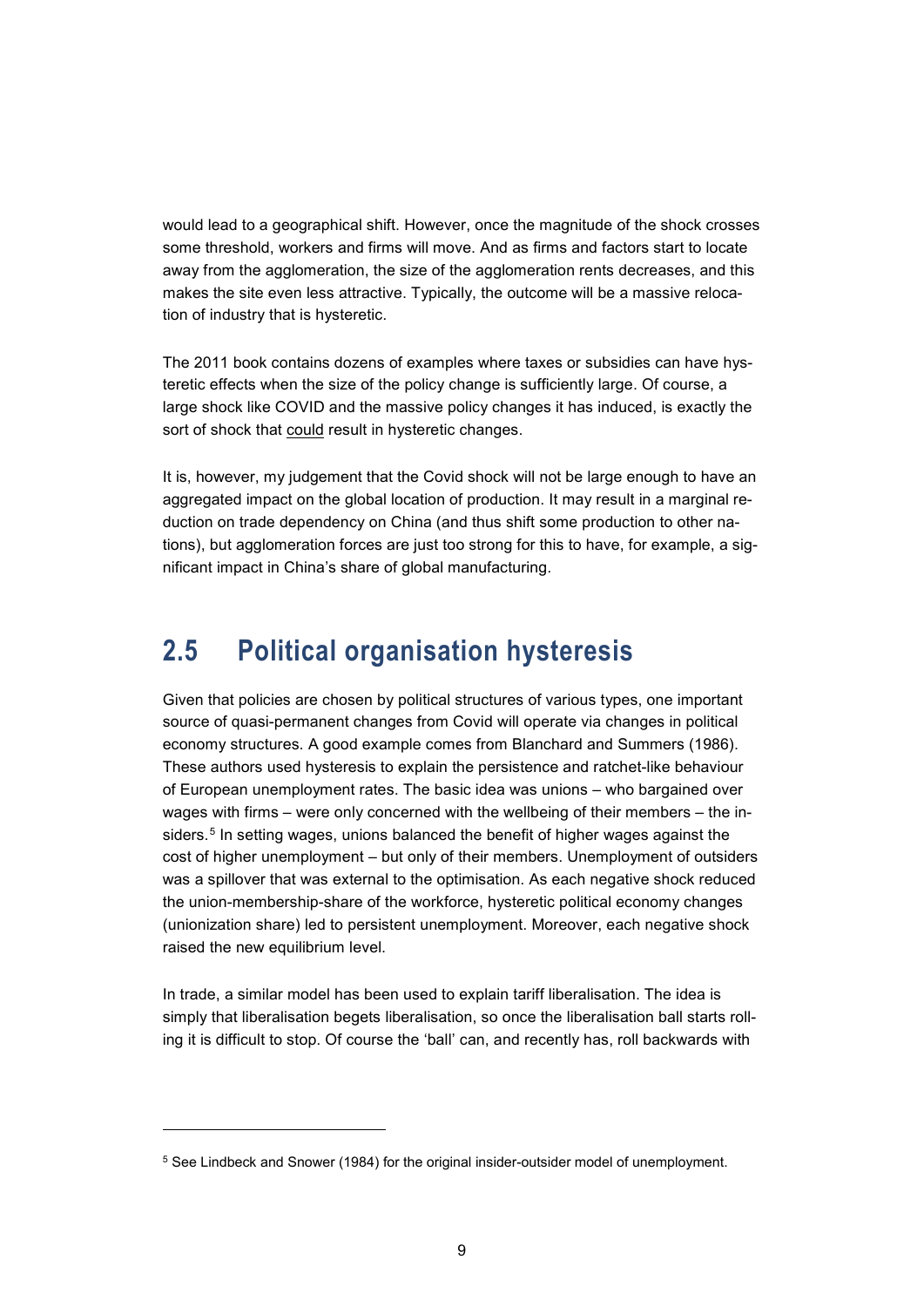would lead to a geographical shift. However, once the magnitude of the shock crosses some threshold, workers and firms will move. And as firms and factors start to locate away from the agglomeration, the size of the agglomeration rents decreases, and this makes the site even less attractive. Typically, the outcome will be a massive relocation of industry that is hysteretic.

The 2011 book contains dozens of examples where taxes or subsidies can have hysteretic effects when the size of the policy change is sufficiently large. Of course, a large shock like COVID and the massive policy changes it has induced, is exactly the sort of shock that could result in hysteretic changes.

It is, however, my judgement that the Covid shock will not be large enough to have an aggregated impact on the global location of production. It may result in a marginal reduction on trade dependency on China (and thus shift some production to other nations), but agglomeration forces are just too strong for this to have, for example, a significant impact in China's share of global manufacturing.

## 2.5 Political organisation hysteresis

Given that policies are chosen by political structures of various types, one important source of quasi-permanent changes from Covid will operate via changes in political economy structures. A good example comes from Blanchard and Summers (1986). These authors used hysteresis to explain the persistence and ratchet-like behaviour of European unemployment rates. The basic idea was unions – who bargained over wages with firms – were only concerned with the wellbeing of their members – the insiders.[5] In setting wages, unions balanced the benefit of higher wages against the cost of higher unemployment – but only of their members. Unemployment of outsiders was a spillover that was external to the optimisation. As each negative shock reduced the union-membership-share of the workforce, hysteretic political economy changes (unionization share) led to persistent unemployment. Moreover, each negative shock raised the new equilibrium level.

In trade, a similar model has been used to explain tariff liberalisation. The idea is simply that liberalisation begets liberalisation, so once the liberalisation ball starts rolling it is difficult to stop. Of course the 'ball' can, and recently has, roll backwards with

[5] See Lindbeck and Snower (1984) for the original insider-outsider model of unemployment.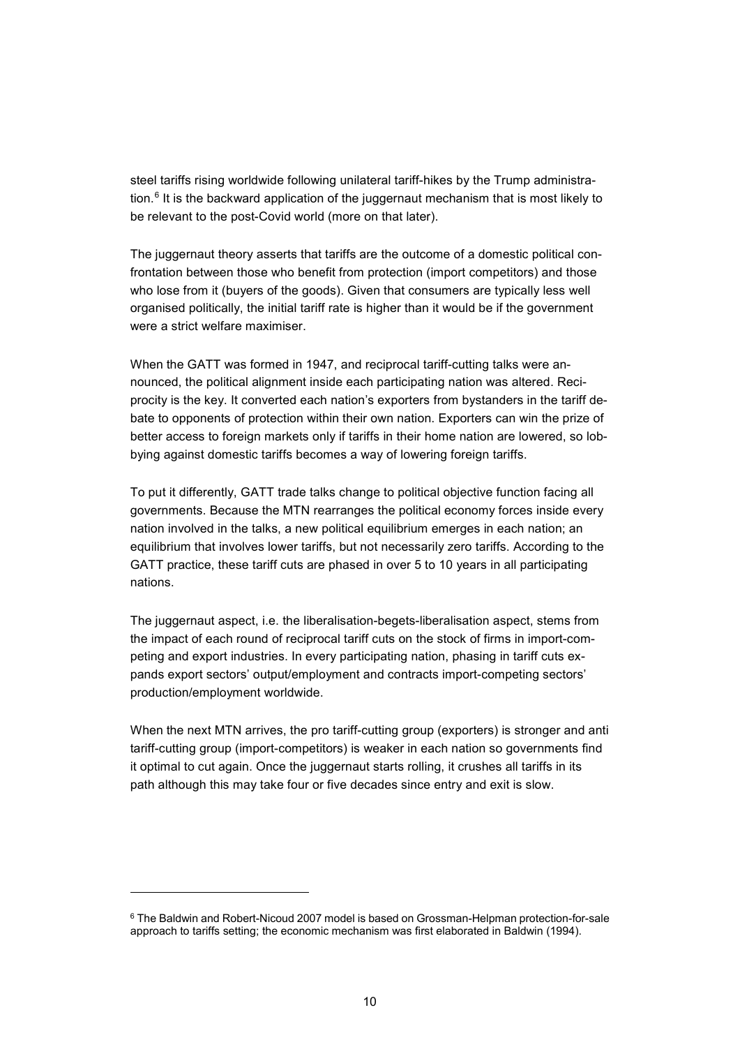steel tariffs rising worldwide following unilateral tariff-hikes by the Trump administration.[6] It is the backward application of the juggernaut mechanism that is most likely to be relevant to the post-Covid world (more on that later).

The juggernaut theory asserts that tariffs are the outcome of a domestic political confrontation between those who benefit from protection (import competitors) and those who lose from it (buyers of the goods). Given that consumers are typically less well organised politically, the initial tariff rate is higher than it would be if the government were a strict welfare maximiser.

When the GATT was formed in 1947, and reciprocal tariff-cutting talks were announced, the political alignment inside each participating nation was altered. Reciprocity is the key. It converted each nation's exporters from bystanders in the tariff debate to opponents of protection within their own nation. Exporters can win the prize of better access to foreign markets only if tariffs in their home nation are lowered, so lobbying against domestic tariffs becomes a way of lowering foreign tariffs.

To put it differently, GATT trade talks change to political objective function facing all governments. Because the MTN rearranges the political economy forces inside every nation involved in the talks, a new political equilibrium emerges in each nation; an equilibrium that involves lower tariffs, but not necessarily zero tariffs. According to the GATT practice, these tariff cuts are phased in over 5 to 10 years in all participating nations.

The juggernaut aspect, i.e. the liberalisation-begets-liberalisation aspect, stems from the impact of each round of reciprocal tariff cuts on the stock of firms in import-competing and export industries. In every participating nation, phasing in tariff cuts expands export sectors' output/employment and contracts import-competing sectors' production/employment worldwide.

When the next MTN arrives, the pro tariff-cutting group (exporters) is stronger and anti tariff-cutting group (import-competitors) is weaker in each nation so governments find it optimal to cut again. Once the juggernaut starts rolling, it crushes all tariffs in its path although this may take four or five decades since entry and exit is slow.

---

[6] The Baldwin and Robert-Nicoud 2007 model is based on Grossman-Helpman protection-for-sale approach to tariffs setting; the economic mechanism was first elaborated in Baldwin (1994).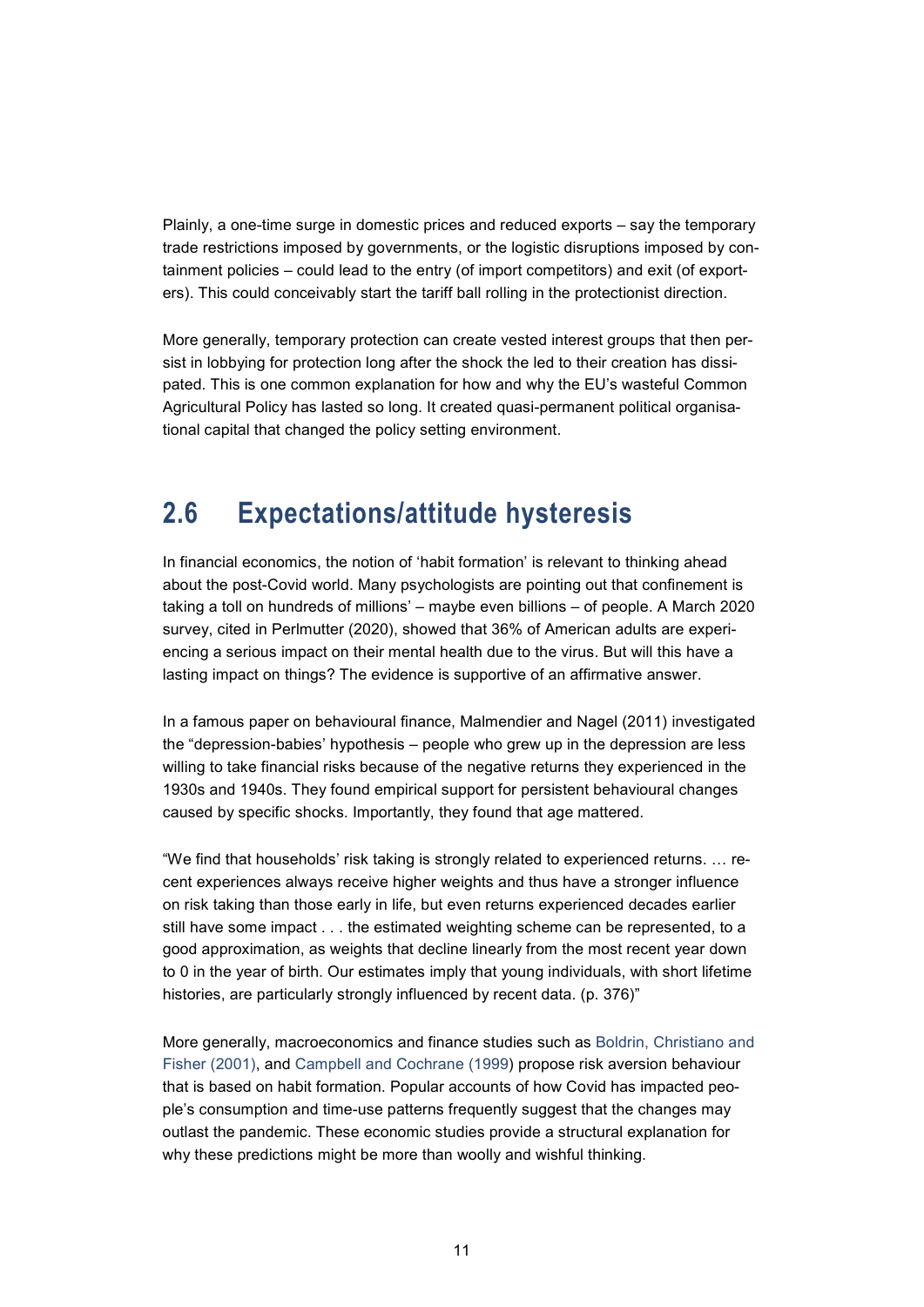Plainly, a one-time surge in domestic prices and reduced exports – say the temporary trade restrictions imposed by governments, or the logistic disruptions imposed by containment policies – could lead to the entry (of import competitors) and exit (of exporters). This could conceivably start the tariff ball rolling in the protectionist direction.

More generally, temporary protection can create vested interest groups that then persist in lobbying for protection long after the shock the led to their creation has dissipated. This is one common explanation for how and why the EU's wasteful Common Agricultural Policy has lasted so long. It created quasi-permanent political organisational capital that changed the policy setting environment.

## 2.6 Expectations/attitude hysteresis

In financial economics, the notion of 'habit formation' is relevant to thinking ahead about the post-Covid world. Many psychologists are pointing out that confinement is taking a toll on hundreds of millions' – maybe even billions – of people. A March 2020 survey, cited in Perlmutter (2020), showed that 36% of American adults are experiencing a serious impact on their mental health due to the virus. But will this have a lasting impact on things? The evidence is supportive of an affirmative answer.

In a famous paper on behavioural finance, Malmendier and Nagel (2011) investigated the "depression-babies' hypothesis – people who grew up in the depression are less willing to take financial risks because of the negative returns they experienced in the 1930s and 1940s. They found empirical support for persistent behavioural changes caused by specific shocks. Importantly, they found that age mattered.

"We find that households' risk taking is strongly related to experienced returns. … recent experiences always receive higher weights and thus have a stronger influence on risk taking than those early in life, but even returns experienced decades earlier still have some impact . . . the estimated weighting scheme can be represented, to a good approximation, as weights that decline linearly from the most recent year down to 0 in the year of birth. Our estimates imply that young individuals, with short lifetime histories, are particularly strongly influenced by recent data. (p. 376)"

More generally, macroeconomics and finance studies such as Boldrin, Christiano and Fisher (2001), and Campbell and Cochrane (1999) propose risk aversion behaviour that is based on habit formation. Popular accounts of how Covid has impacted people's consumption and time-use patterns frequently suggest that the changes may outlast the pandemic. These economic studies provide a structural explanation for why these predictions might be more than woolly and wishful thinking.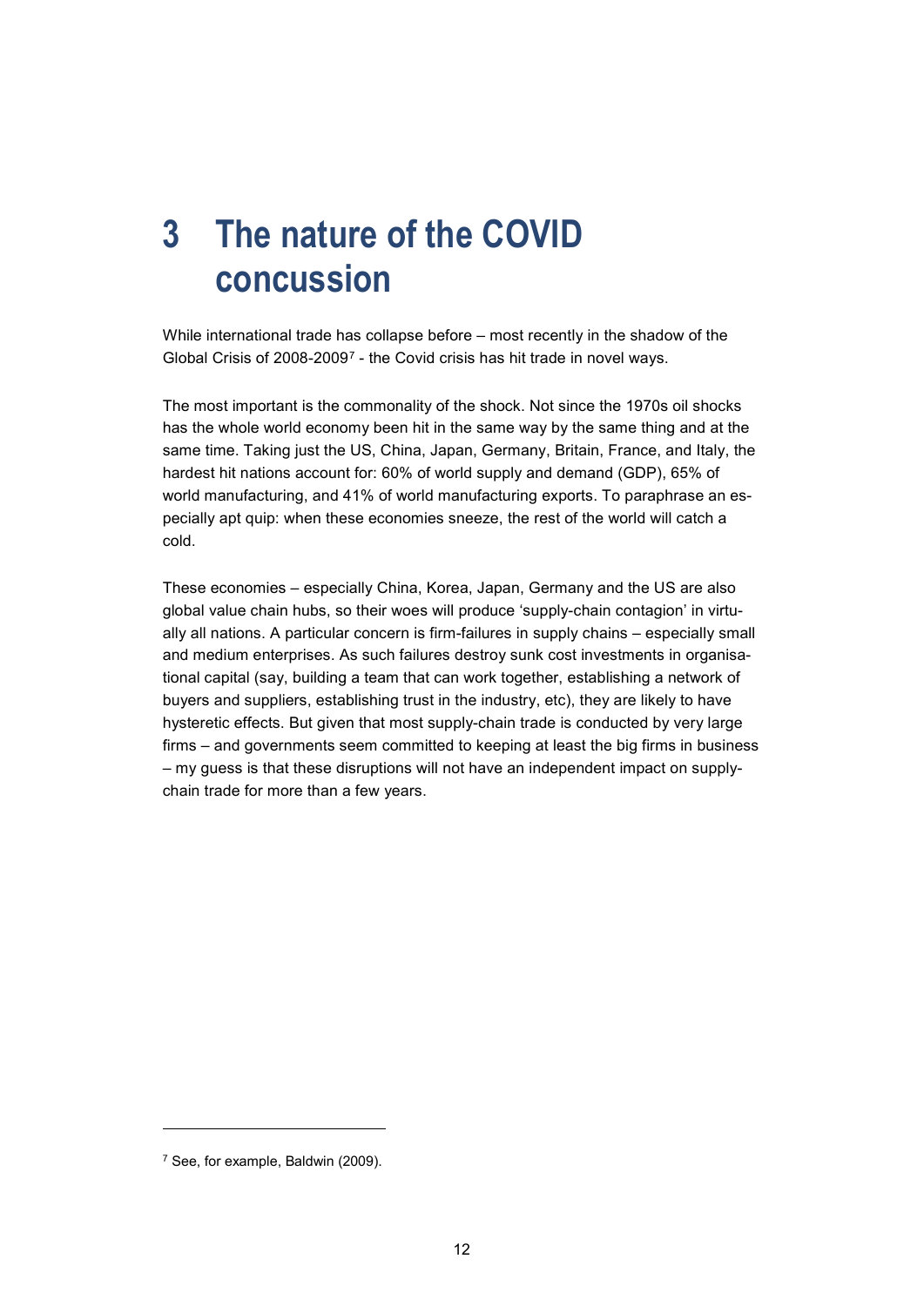# 3 The nature of the COVID concussion

While international trade has collapse before – most recently in the shadow of the Global Crisis of 2008-2009[7] - the Covid crisis has hit trade in novel ways.

The most important is the commonality of the shock. Not since the 1970s oil shocks has the whole world economy been hit in the same way by the same thing and at the same time. Taking just the US, China, Japan, Germany, Britain, France, and Italy, the hardest hit nations account for: 60% of world supply and demand (GDP), 65% of world manufacturing, and 41% of world manufacturing exports. To paraphrase an especially apt quip: when these economies sneeze, the rest of the world will catch a cold.

These economies – especially China, Korea, Japan, Germany and the US are also global value chain hubs, so their woes will produce 'supply-chain contagion' in virtually all nations. A particular concern is firm-failures in supply chains – especially small and medium enterprises. As such failures destroy sunk cost investments in organisational capital (say, building a team that can work together, establishing a network of buyers and suppliers, establishing trust in the industry, etc), they are likely to have hysteretic effects. But given that most supply-chain trade is conducted by very large firms – and governments seem committed to keeping at least the big firms in business – my guess is that these disruptions will not have an independent impact on supply-chain trade for more than a few years.

---

[7] See, for example, Baldwin (2009).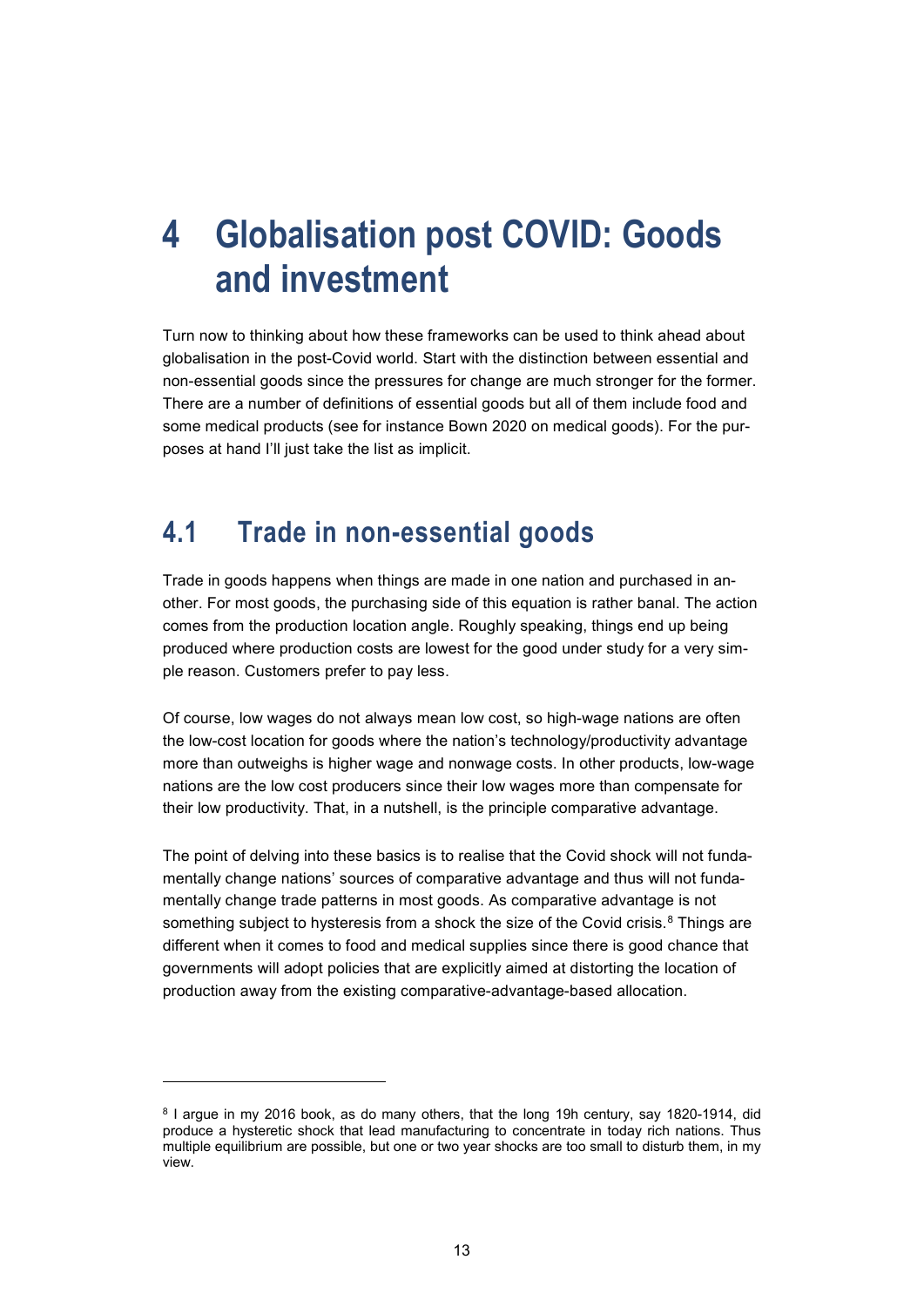# 4 Globalisation post COVID: Goods and investment

Turn now to thinking about how these frameworks can be used to think ahead about globalisation in the post-Covid world. Start with the distinction between essential and non-essential goods since the pressures for change are much stronger for the former. There are a number of definitions of essential goods but all of them include food and some medical products (see for instance Bown 2020 on medical goods). For the purposes at hand I'll just take the list as implicit.

## 4.1 Trade in non-essential goods

Trade in goods happens when things are made in one nation and purchased in another. For most goods, the purchasing side of this equation is rather banal. The action comes from the production location angle. Roughly speaking, things end up being produced where production costs are lowest for the good under study for a very simple reason. Customers prefer to pay less.

Of course, low wages do not always mean low cost, so high-wage nations are often the low-cost location for goods where the nation's technology/productivity advantage more than outweighs is higher wage and nonwage costs. In other products, low-wage nations are the low cost producers since their low wages more than compensate for their low productivity. That, in a nutshell, is the principle comparative advantage.

The point of delving into these basics is to realise that the Covid shock will not fundamentally change nations' sources of comparative advantage and thus will not fundamentally change trade patterns in most goods. As comparative advantage is not something subject to hysteresis from a shock the size of the Covid crisis.[8] Things are different when it comes to food and medical supplies since there is good chance that governments will adopt policies that are explicitly aimed at distorting the location of production away from the existing comparative-advantage-based allocation.

---

[8] I argue in my 2016 book, as do many others, that the long 19h century, say 1820-1914, did produce a hysteretic shock that lead manufacturing to concentrate in today rich nations. Thus multiple equilibrium are possible, but one or two year shocks are too small to disturb them, in my view.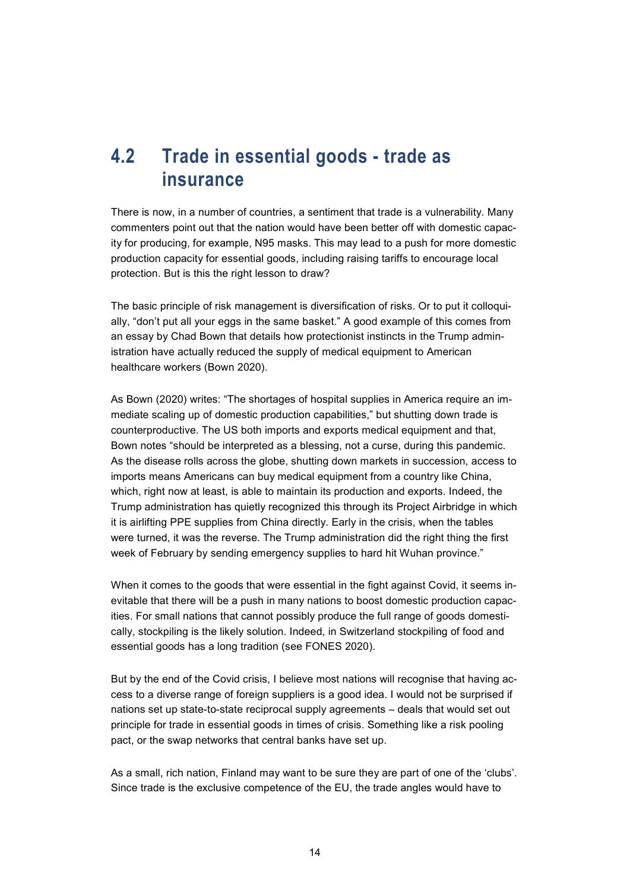## 4.2 Trade in essential goods - trade as insurance

There is now, in a number of countries, a sentiment that trade is a vulnerability. Many commenters point out that the nation would have been better off with domestic capacity for producing, for example, N95 masks. This may lead to a push for more domestic production capacity for essential goods, including raising tariffs to encourage local protection. But is this the right lesson to draw?

The basic principle of risk management is diversification of risks. Or to put it colloquially, "don't put all your eggs in the same basket." A good example of this comes from an essay by Chad Bown that details how protectionist instincts in the Trump administration have actually reduced the supply of medical equipment to American healthcare workers (Bown 2020).

As Bown (2020) writes: "The shortages of hospital supplies in America require an immediate scaling up of domestic production capabilities," but shutting down trade is counterproductive. The US both imports and exports medical equipment and that, Bown notes "should be interpreted as a blessing, not a curse, during this pandemic. As the disease rolls across the globe, shutting down markets in succession, access to imports means Americans can buy medical equipment from a country like China, which, right now at least, is able to maintain its production and exports. Indeed, the Trump administration has quietly recognized this through its Project Airbridge in which it is airlifting PPE supplies from China directly. Early in the crisis, when the tables were turned, it was the reverse. The Trump administration did the right thing the first week of February by sending emergency supplies to hard hit Wuhan province."

When it comes to the goods that were essential in the fight against Covid, it seems inevitable that there will be a push in many nations to boost domestic production capacities. For small nations that cannot possibly produce the full range of goods domestically, stockpiling is the likely solution. Indeed, in Switzerland stockpiling of food and essential goods has a long tradition (see FONES 2020).

But by the end of the Covid crisis, I believe most nations will recognise that having access to a diverse range of foreign suppliers is a good idea. I would not be surprised if nations set up state-to-state reciprocal supply agreements – deals that would set out principle for trade in essential goods in times of crisis. Something like a risk pooling pact, or the swap networks that central banks have set up.

As a small, rich nation, Finland may want to be sure they are part of one of the 'clubs'. Since trade is the exclusive competence of the EU, the trade angles would have to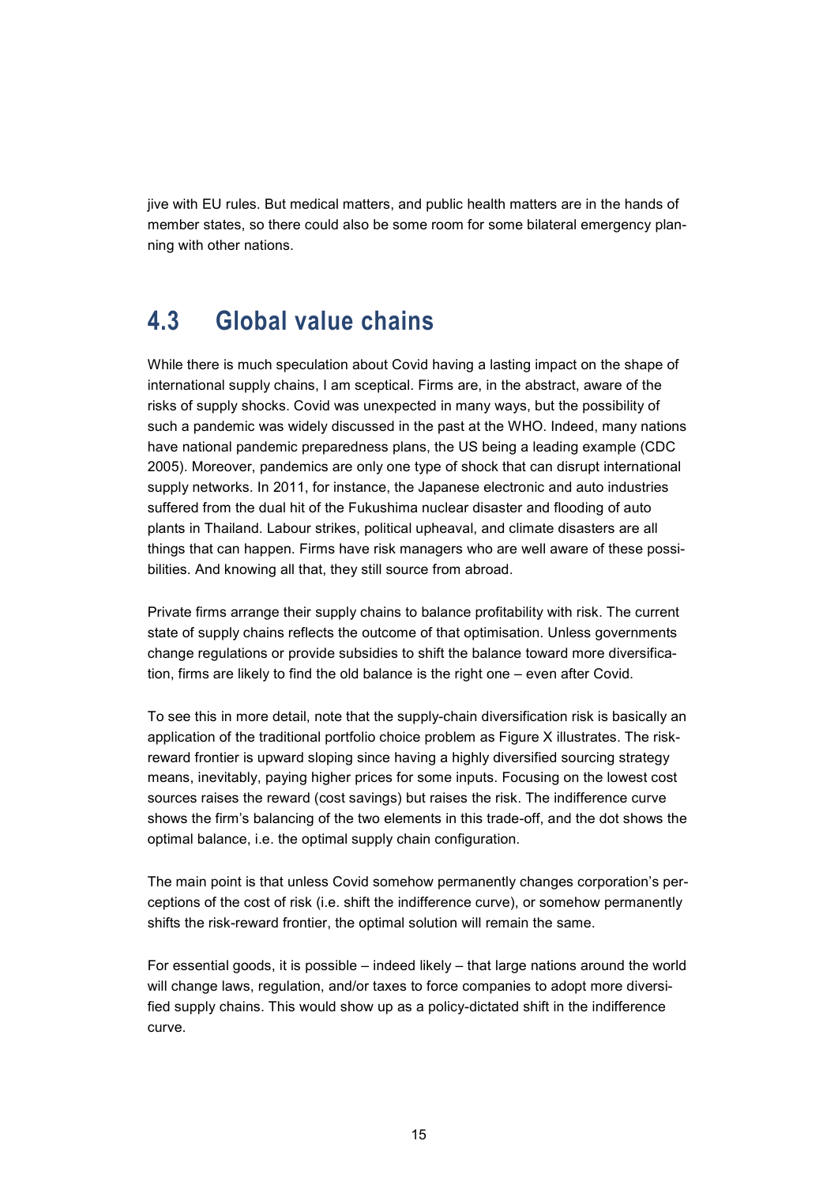jive with EU rules. But medical matters, and public health matters are in the hands of member states, so there could also be some room for some bilateral emergency planning with other nations.

## 4.3 Global value chains

While there is much speculation about Covid having a lasting impact on the shape of international supply chains, I am sceptical. Firms are, in the abstract, aware of the risks of supply shocks. Covid was unexpected in many ways, but the possibility of such a pandemic was widely discussed in the past at the WHO. Indeed, many nations have national pandemic preparedness plans, the US being a leading example (CDC 2005). Moreover, pandemics are only one type of shock that can disrupt international supply networks. In 2011, for instance, the Japanese electronic and auto industries suffered from the dual hit of the Fukushima nuclear disaster and flooding of auto plants in Thailand. Labour strikes, political upheaval, and climate disasters are all things that can happen. Firms have risk managers who are well aware of these possibilities. And knowing all that, they still source from abroad.

Private firms arrange their supply chains to balance profitability with risk. The current state of supply chains reflects the outcome of that optimisation. Unless governments change regulations or provide subsidies to shift the balance toward more diversification, firms are likely to find the old balance is the right one – even after Covid.

To see this in more detail, note that the supply-chain diversification risk is basically an application of the traditional portfolio choice problem as Figure X illustrates. The risk-reward frontier is upward sloping since having a highly diversified sourcing strategy means, inevitably, paying higher prices for some inputs. Focusing on the lowest cost sources raises the reward (cost savings) but raises the risk. The indifference curve shows the firm's balancing of the two elements in this trade-off, and the dot shows the optimal balance, i.e. the optimal supply chain configuration.

The main point is that unless Covid somehow permanently changes corporation's perceptions of the cost of risk (i.e. shift the indifference curve), or somehow permanently shifts the risk-reward frontier, the optimal solution will remain the same.

For essential goods, it is possible – indeed likely – that large nations around the world will change laws, regulation, and/or taxes to force companies to adopt more diversified supply chains. This would show up as a policy-dictated shift in the indifference curve.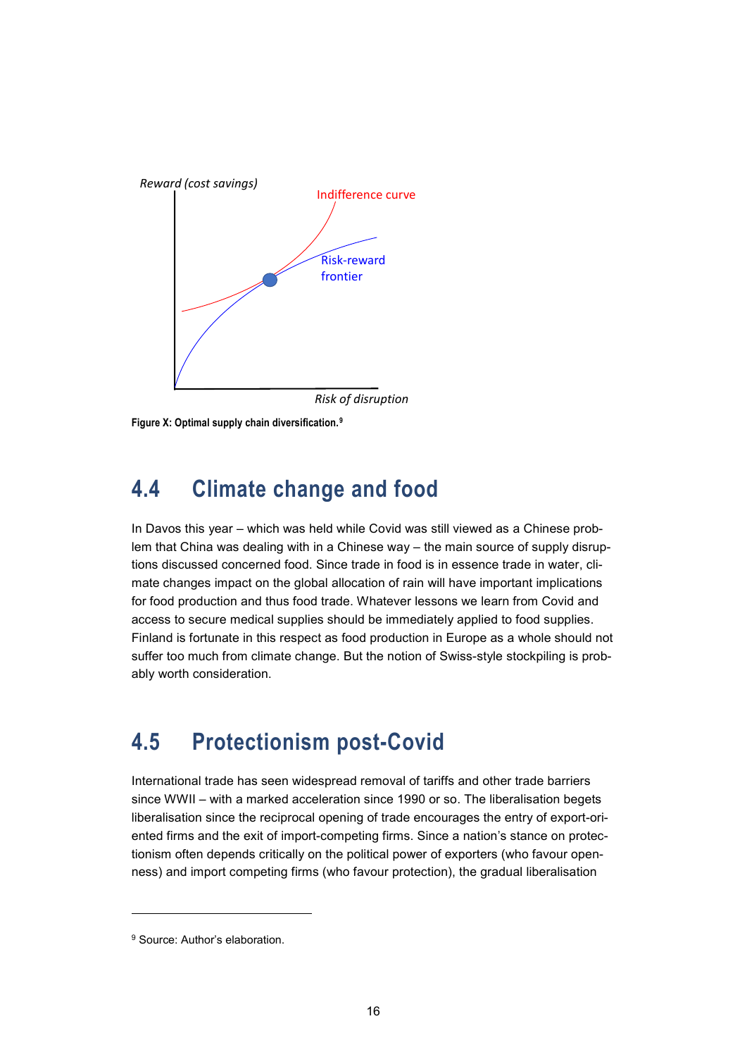Reward (cost savings)

Indifference curve

Risk-reward frontier

Risk of disruption

**Figure X: Optimal supply chain diversification.**[9]

## 4.4 Climate change and food

In Davos this year – which was held while Covid was still viewed as a Chinese problem that China was dealing with in a Chinese way – the main source of supply disruptions discussed concerned food. Since trade in food is in essence trade in water, climate changes impact on the global allocation of rain will have important implications for food production and thus food trade. Whatever lessons we learn from Covid and access to secure medical supplies should be immediately applied to food supplies. Finland is fortunate in this respect as food production in Europe as a whole should not suffer too much from climate change. But the notion of Swiss-style stockpiling is probably worth consideration.

## 4.5 Protectionism post-Covid

International trade has seen widespread removal of tariffs and other trade barriers since WWII – with a marked acceleration since 1990 or so. The liberalisation begets liberalisation since the reciprocal opening of trade encourages the entry of export-oriented firms and the exit of import-competing firms. Since a nation's stance on protectionism often depends critically on the political power of exporters (who favour openness) and import competing firms (who favour protection), the gradual liberalisation

[9] Source: Author's elaboration.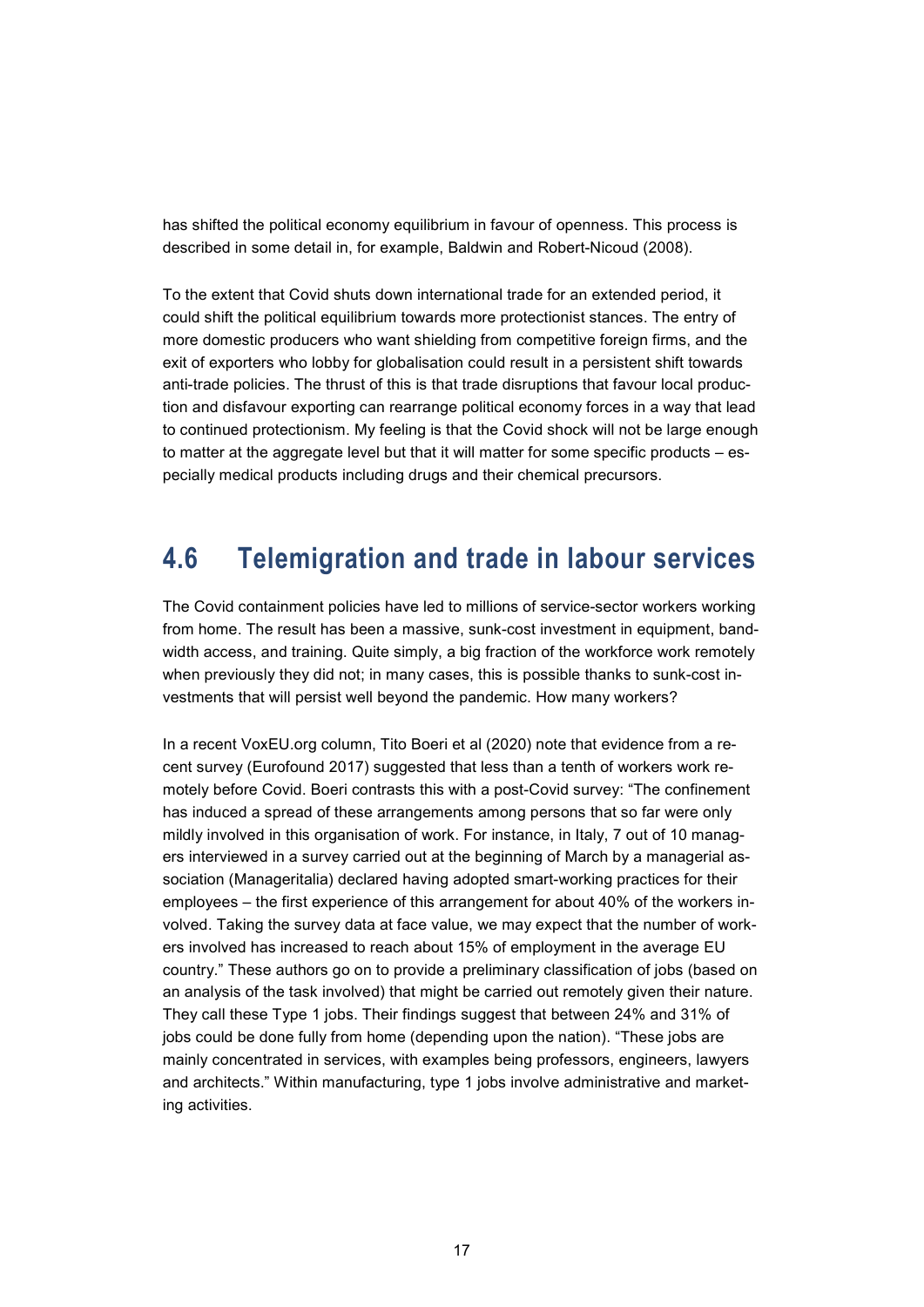has shifted the political economy equilibrium in favour of openness. This process is described in some detail in, for example, Baldwin and Robert-Nicoud (2008).

To the extent that Covid shuts down international trade for an extended period, it could shift the political equilibrium towards more protectionist stances. The entry of more domestic producers who want shielding from competitive foreign firms, and the exit of exporters who lobby for globalisation could result in a persistent shift towards anti-trade policies. The thrust of this is that trade disruptions that favour local production and disfavour exporting can rearrange political economy forces in a way that lead to continued protectionism. My feeling is that the Covid shock will not be large enough to matter at the aggregate level but that it will matter for some specific products – especially medical products including drugs and their chemical precursors.

## 4.6 Telemigration and trade in labour services

The Covid containment policies have led to millions of service-sector workers working from home. The result has been a massive, sunk-cost investment in equipment, bandwidth access, and training. Quite simply, a big fraction of the workforce work remotely when previously they did not; in many cases, this is possible thanks to sunk-cost investments that will persist well beyond the pandemic. How many workers?

In a recent VoxEU.org column, Tito Boeri et al (2020) note that evidence from a recent survey (Eurofound 2017) suggested that less than a tenth of workers work remotely before Covid. Boeri contrasts this with a post-Covid survey: "The confinement has induced a spread of these arrangements among persons that so far were only mildly involved in this organisation of work. For instance, in Italy, 7 out of 10 managers interviewed in a survey carried out at the beginning of March by a managerial association (Manageritalia) declared having adopted smart-working practices for their employees – the first experience of this arrangement for about 40% of the workers involved. Taking the survey data at face value, we may expect that the number of workers involved has increased to reach about 15% of employment in the average EU country." These authors go on to provide a preliminary classification of jobs (based on an analysis of the task involved) that might be carried out remotely given their nature. They call these Type 1 jobs. Their findings suggest that between 24% and 31% of jobs could be done fully from home (depending upon the nation). "These jobs are mainly concentrated in services, with examples being professors, engineers, lawyers and architects." Within manufacturing, type 1 jobs involve administrative and marketing activities.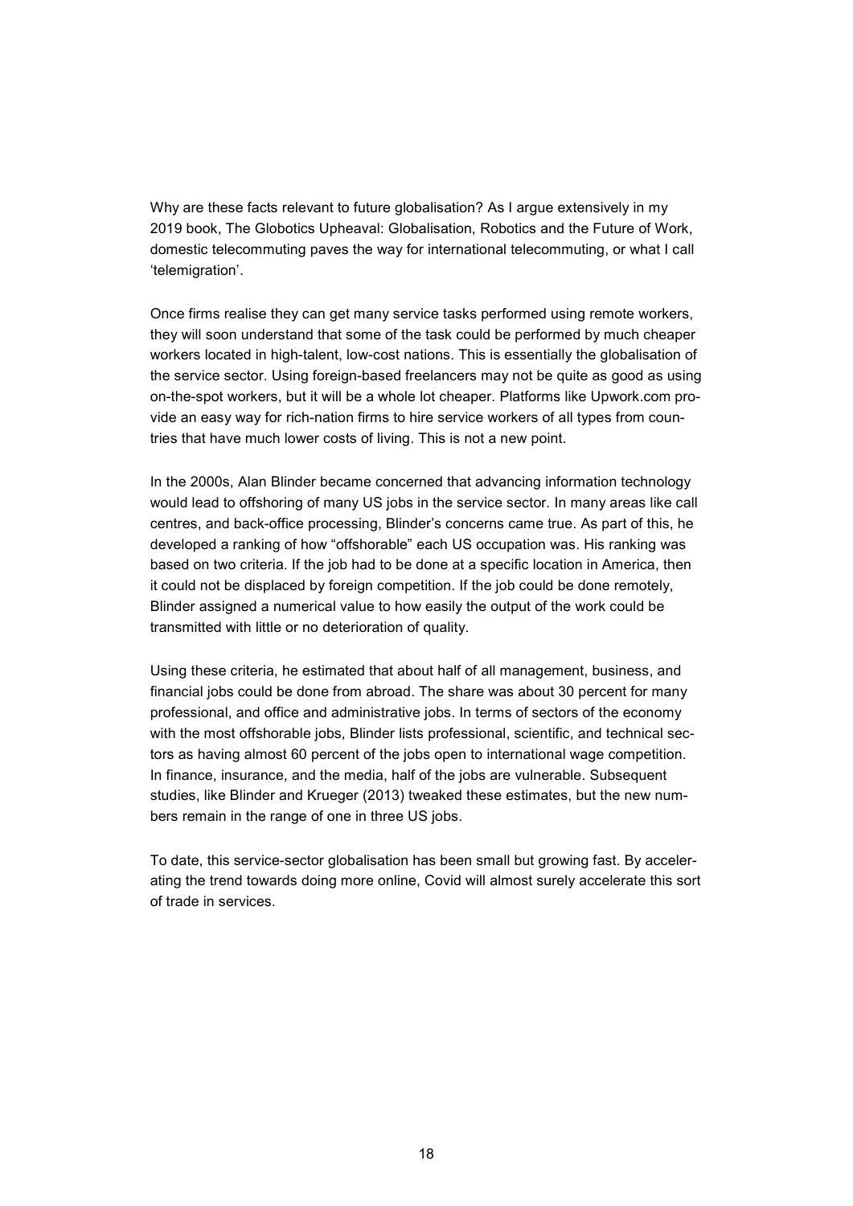Why are these facts relevant to future globalisation? As I argue extensively in my 2019 book, The Globotics Upheaval: Globalisation, Robotics and the Future of Work, domestic telecommuting paves the way for international telecommuting, or what I call 'telemigration'.

Once firms realise they can get many service tasks performed using remote workers, they will soon understand that some of the task could be performed by much cheaper workers located in high-talent, low-cost nations. This is essentially the globalisation of the service sector. Using foreign-based freelancers may not be quite as good as using on-the-spot workers, but it will be a whole lot cheaper. Platforms like Upwork.com provide an easy way for rich-nation firms to hire service workers of all types from countries that have much lower costs of living. This is not a new point.

In the 2000s, Alan Blinder became concerned that advancing information technology would lead to offshoring of many US jobs in the service sector. In many areas like call centres, and back-office processing, Blinder's concerns came true. As part of this, he developed a ranking of how "offshorable" each US occupation was. His ranking was based on two criteria. If the job had to be done at a specific location in America, then it could not be displaced by foreign competition. If the job could be done remotely, Blinder assigned a numerical value to how easily the output of the work could be transmitted with little or no deterioration of quality.

Using these criteria, he estimated that about half of all management, business, and financial jobs could be done from abroad. The share was about 30 percent for many professional, and office and administrative jobs. In terms of sectors of the economy with the most offshorable jobs, Blinder lists professional, scientific, and technical sectors as having almost 60 percent of the jobs open to international wage competition. In finance, insurance, and the media, half of the jobs are vulnerable. Subsequent studies, like Blinder and Krueger (2013) tweaked these estimates, but the new numbers remain in the range of one in three US jobs.

To date, this service-sector globalisation has been small but growing fast. By accelerating the trend towards doing more online, Covid will almost surely accelerate this sort of trade in services.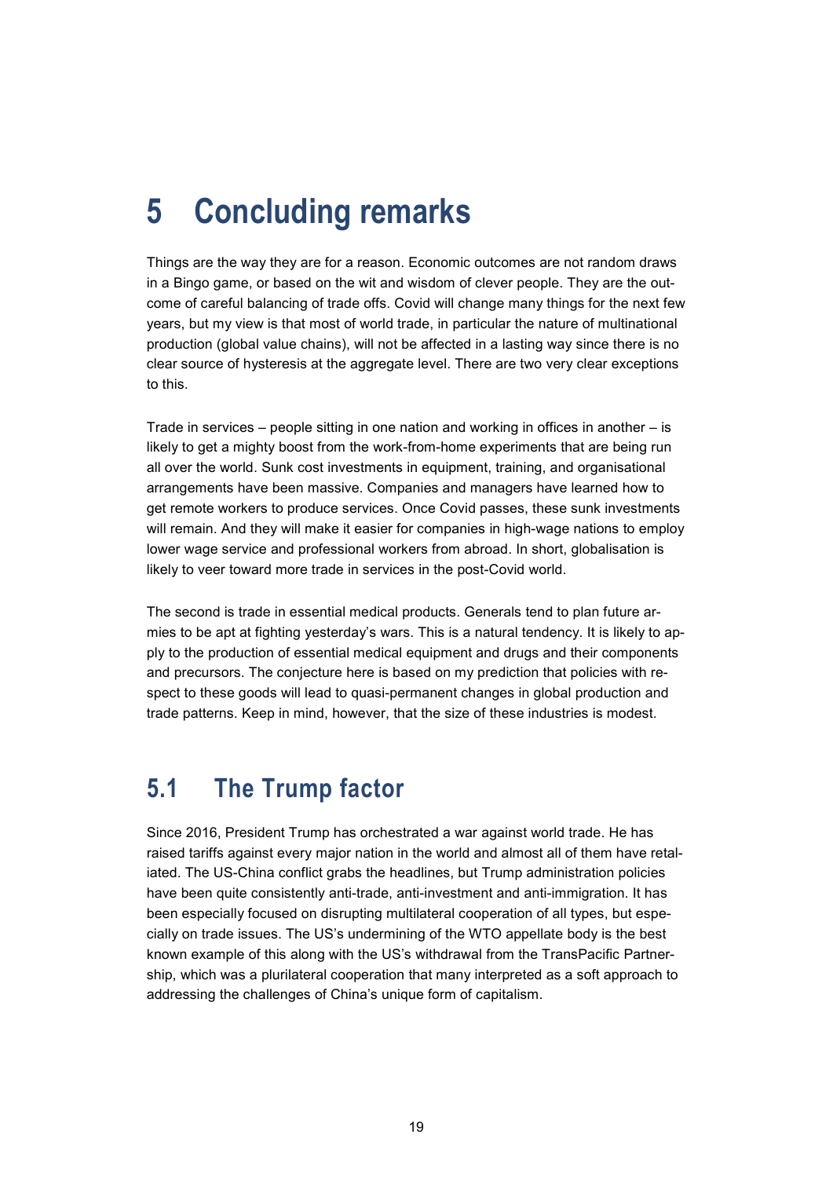# 5 Concluding remarks

Things are the way they are for a reason. Economic outcomes are not random draws in a Bingo game, or based on the wit and wisdom of clever people. They are the outcome of careful balancing of trade offs. Covid will change many things for the next few years, but my view is that most of world trade, in particular the nature of multinational production (global value chains), will not be affected in a lasting way since there is no clear source of hysteresis at the aggregate level. There are two very clear exceptions to this.

Trade in services – people sitting in one nation and working in offices in another – is likely to get a mighty boost from the work-from-home experiments that are being run all over the world. Sunk cost investments in equipment, training, and organisational arrangements have been massive. Companies and managers have learned how to get remote workers to produce services. Once Covid passes, these sunk investments will remain. And they will make it easier for companies in high-wage nations to employ lower wage service and professional workers from abroad. In short, globalisation is likely to veer toward more trade in services in the post-Covid world.

The second is trade in essential medical products. Generals tend to plan future armies to be apt at fighting yesterday's wars. This is a natural tendency. It is likely to apply to the production of essential medical equipment and drugs and their components and precursors. The conjecture here is based on my prediction that policies with respect to these goods will lead to quasi-permanent changes in global production and trade patterns. Keep in mind, however, that the size of these industries is modest.

## 5.1 The Trump factor

Since 2016, President Trump has orchestrated a war against world trade. He has raised tariffs against every major nation in the world and almost all of them have retaliated. The US-China conflict grabs the headlines, but Trump administration policies have been quite consistently anti-trade, anti-investment and anti-immigration. It has been especially focused on disrupting multilateral cooperation of all types, but especially on trade issues. The US's undermining of the WTO appellate body is the best known example of this along with the US's withdrawal from the TransPacific Partnership, which was a plurilateral cooperation that many interpreted as a soft approach to addressing the challenges of China's unique form of capitalism.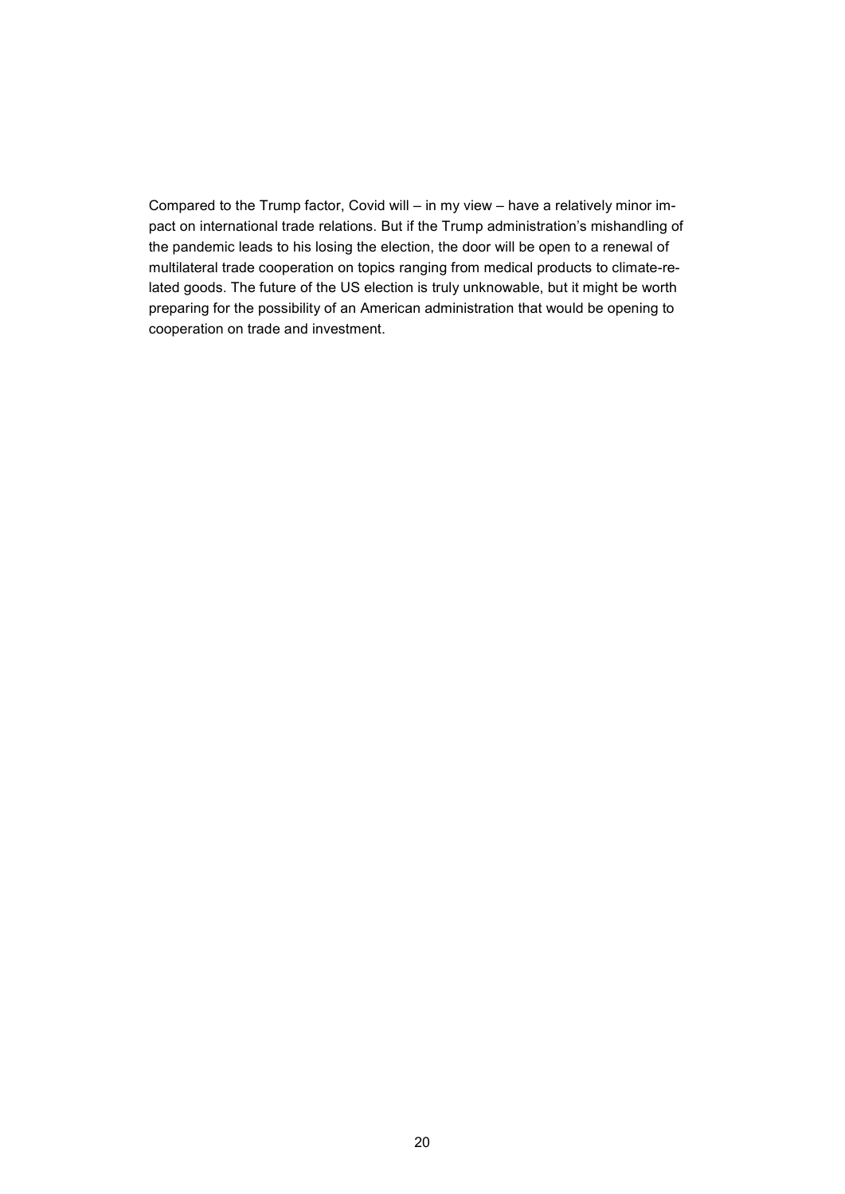Compared to the Trump factor, Covid will – in my view – have a relatively minor impact on international trade relations. But if the Trump administration's mishandling of the pandemic leads to his losing the election, the door will be open to a renewal of multilateral trade cooperation on topics ranging from medical products to climate-related goods. The future of the US election is truly unknowable, but it might be worth preparing for the possibility of an American administration that would be opening to cooperation on trade and investment.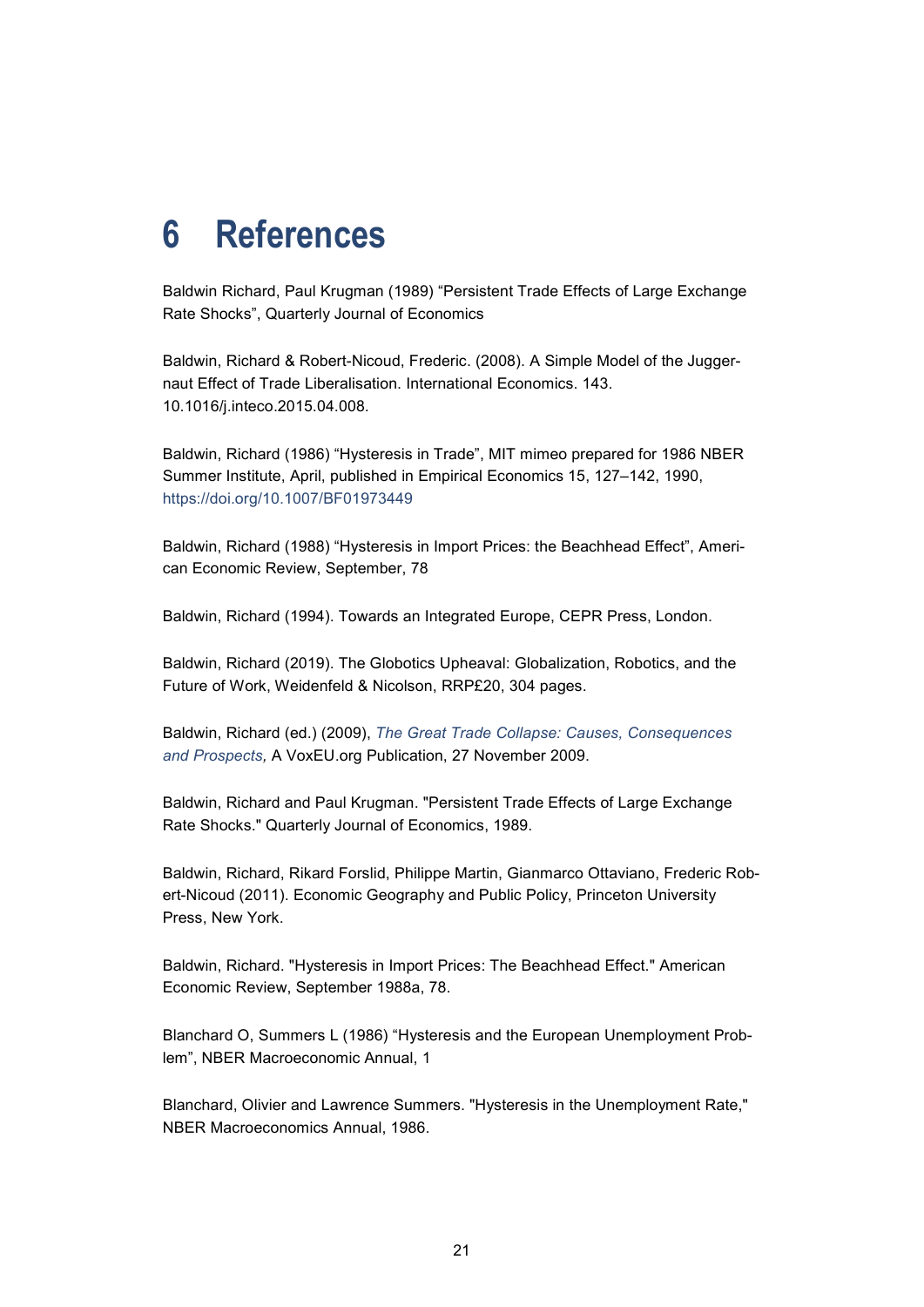# 6 References

Baldwin Richard, Paul Krugman (1989) "Persistent Trade Effects of Large Exchange Rate Shocks", Quarterly Journal of Economics

Baldwin, Richard & Robert-Nicoud, Frederic. (2008). A Simple Model of the Juggernaut Effect of Trade Liberalisation. International Economics. 143. 10.1016/j.inteco.2015.04.008.

Baldwin, Richard (1986) "Hysteresis in Trade", MIT mimeo prepared for 1986 NBER Summer Institute, April, published in Empirical Economics 15, 127–142, 1990, https://doi.org/10.1007/BF01973449

Baldwin, Richard (1988) "Hysteresis in Import Prices: the Beachhead Effect", American Economic Review, September, 78

Baldwin, Richard (1994). Towards an Integrated Europe, CEPR Press, London.

Baldwin, Richard (2019). The Globotics Upheaval: Globalization, Robotics, and the Future of Work, Weidenfeld & Nicolson, RRP£20, 304 pages.

Baldwin, Richard (ed.) (2009), *The Great Trade Collapse: Causes, Consequences and Prospects,* A VoxEU.org Publication, 27 November 2009.

Baldwin, Richard and Paul Krugman. "Persistent Trade Effects of Large Exchange Rate Shocks." Quarterly Journal of Economics, 1989.

Baldwin, Richard, Rikard Forslid, Philippe Martin, Gianmarco Ottaviano, Frederic Robert-Nicoud (2011). Economic Geography and Public Policy, Princeton University Press, New York.

Baldwin, Richard. "Hysteresis in Import Prices: The Beachhead Effect." American Economic Review, September 1988a, 78.

Blanchard O, Summers L (1986) "Hysteresis and the European Unemployment Problem", NBER Macroeconomic Annual, 1

Blanchard, Olivier and Lawrence Summers. "Hysteresis in the Unemployment Rate," NBER Macroeconomics Annual, 1986.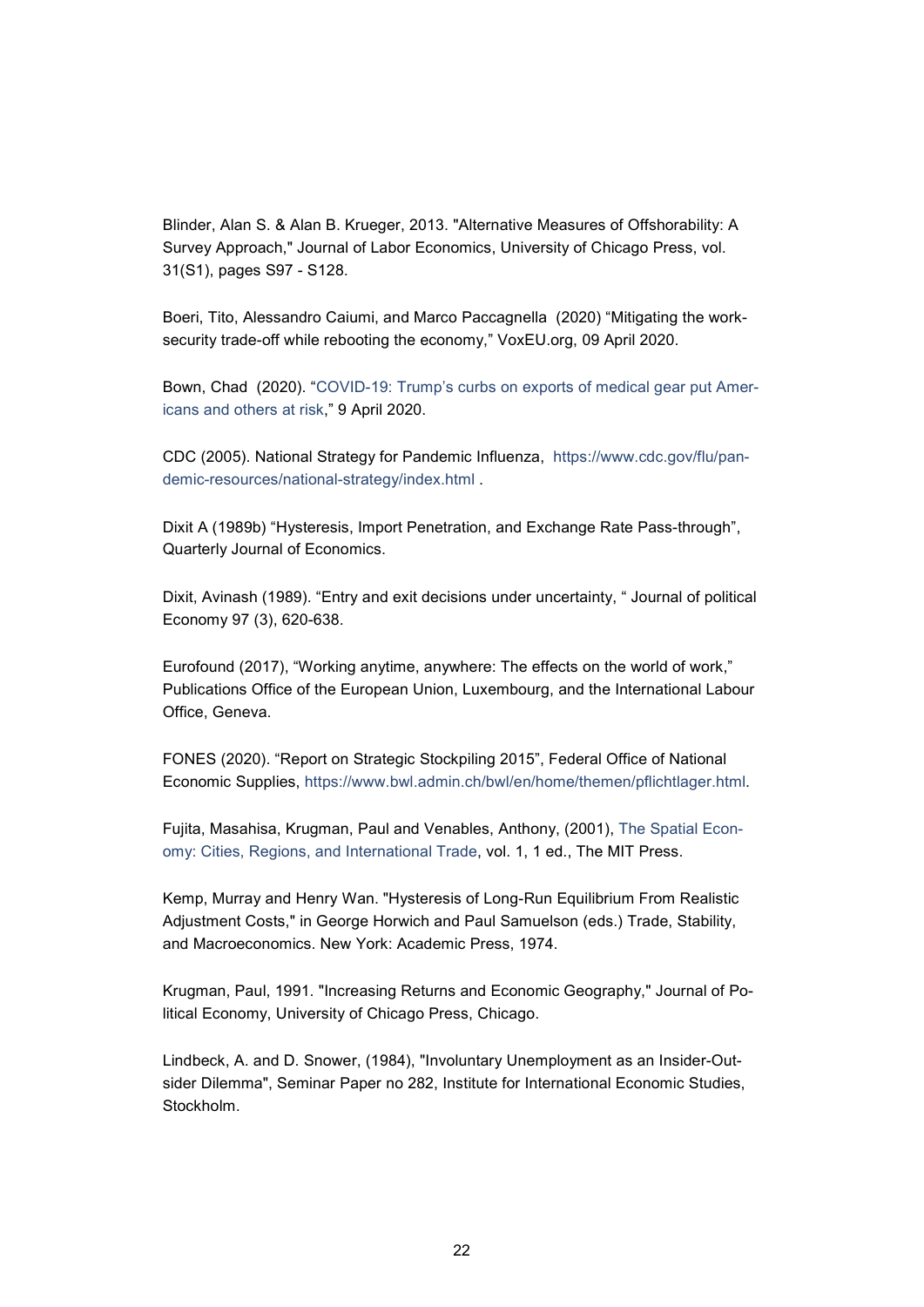Blinder, Alan S. & Alan B. Krueger, 2013. "Alternative Measures of Offshorability: A Survey Approach," Journal of Labor Economics, University of Chicago Press, vol. 31(S1), pages S97 - S128.

Boeri, Tito, Alessandro Caiumi, and Marco Paccagnella (2020) "Mitigating the work-security trade-off while rebooting the economy," VoxEU.org, 09 April 2020.

Bown, Chad (2020). "COVID-19: Trump's curbs on exports of medical gear put Americans and others at risk," 9 April 2020.

CDC (2005). National Strategy for Pandemic Influenza, https://www.cdc.gov/flu/pandemic-resources/national-strategy/index.html .

Dixit A (1989b) "Hysteresis, Import Penetration, and Exchange Rate Pass-through", Quarterly Journal of Economics.

Dixit, Avinash (1989). "Entry and exit decisions under uncertainty, " Journal of political Economy 97 (3), 620-638.

Eurofound (2017), "Working anytime, anywhere: The effects on the world of work," Publications Office of the European Union, Luxembourg, and the International Labour Office, Geneva.

FONES (2020). "Report on Strategic Stockpiling 2015", Federal Office of National Economic Supplies, https://www.bwl.admin.ch/bwl/en/home/themen/pflichtlager.html.

Fujita, Masahisa, Krugman, Paul and Venables, Anthony, (2001), The Spatial Economy: Cities, Regions, and International Trade, vol. 1, 1 ed., The MIT Press.

Kemp, Murray and Henry Wan. "Hysteresis of Long-Run Equilibrium From Realistic Adjustment Costs," in George Horwich and Paul Samuelson (eds.) Trade, Stability, and Macroeconomics. New York: Academic Press, 1974.

Krugman, Paul, 1991. "Increasing Returns and Economic Geography," Journal of Political Economy, University of Chicago Press, Chicago.

Lindbeck, A. and D. Snower, (1984), "Involuntary Unemployment as an Insider-Outsider Dilemma", Seminar Paper no 282, Institute for International Economic Studies, Stockholm.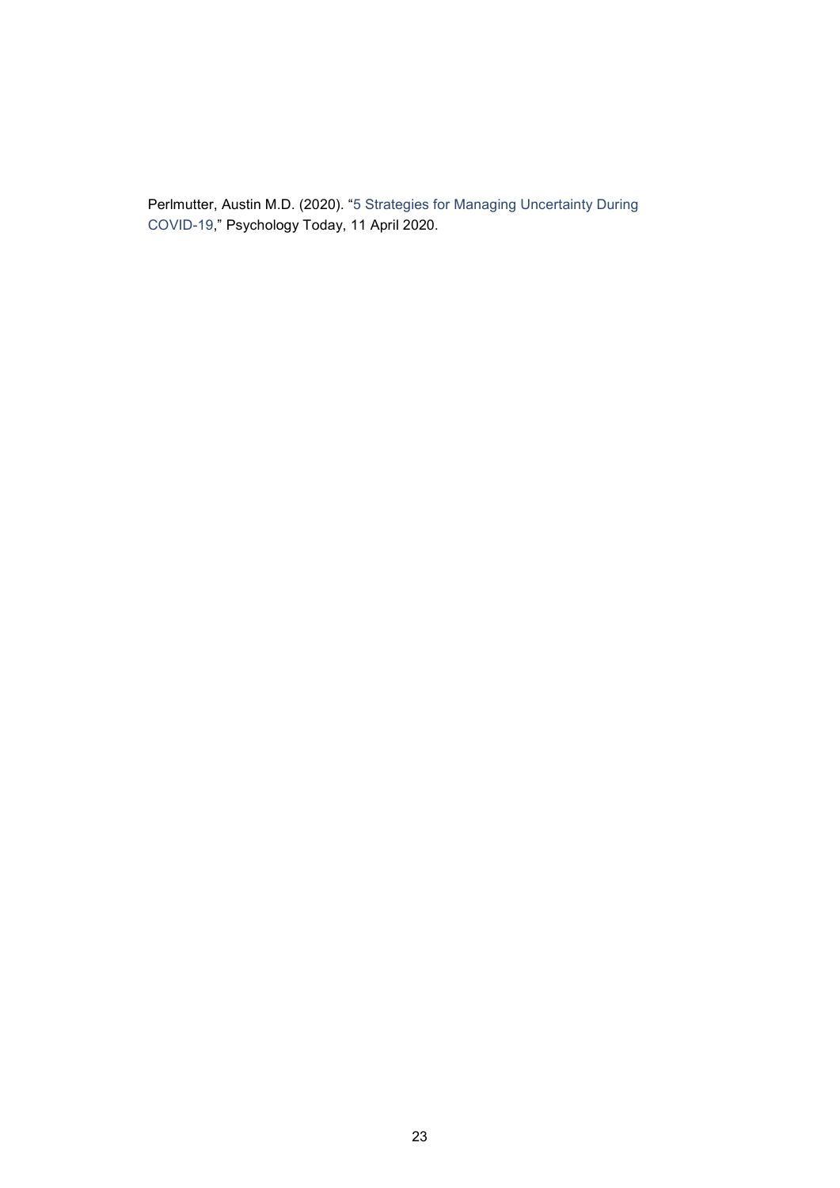Perlmutter, Austin M.D. (2020). "5 Strategies for Managing Uncertainty During COVID-19," Psychology Today, 11 April 2020.